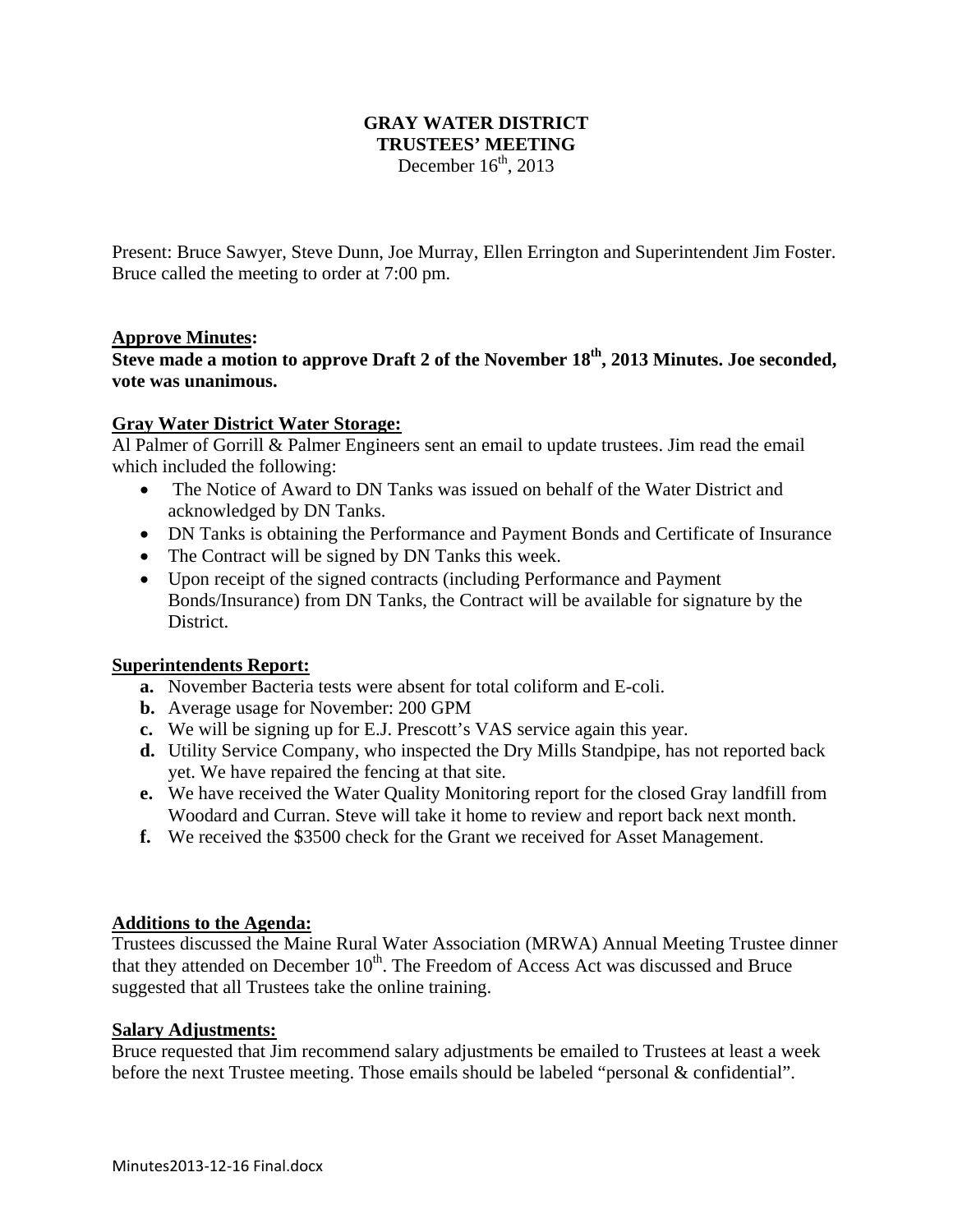**GRAY WATER DISTRICT**
**TRUSTEES' MEETING**
December 16th, 2013

Present: Bruce Sawyer, Steve Dunn, Joe Murray, Ellen Errington and Superintendent Jim Foster. Bruce called the meeting to order at 7:00 pm.

**Approve Minutes:**
**Steve made a motion to approve Draft 2 of the November 18th, 2013 Minutes. Joe seconded, vote was unanimous.**

**Gray Water District Water Storage:**
Al Palmer of Gorrill & Palmer Engineers sent an email to update trustees. Jim read the email which included the following:

- The Notice of Award to DN Tanks was issued on behalf of the Water District and acknowledged by DN Tanks.
- DN Tanks is obtaining the Performance and Payment Bonds and Certificate of Insurance
- The Contract will be signed by DN Tanks this week.
- Upon receipt of the signed contracts (including Performance and Payment Bonds/Insurance) from DN Tanks, the Contract will be available for signature by the District.

**Superintendents Report:**

- **a.** November Bacteria tests were absent for total coliform and E-coli.
- **b.** Average usage for November: 200 GPM
- **c.** We will be signing up for E.J. Prescott's VAS service again this year.
- **d.** Utility Service Company, who inspected the Dry Mills Standpipe, has not reported back yet. We have repaired the fencing at that site.
- **e.** We have received the Water Quality Monitoring report for the closed Gray landfill from Woodard and Curran. Steve will take it home to review and report back next month.
- **f.** We received the $3500 check for the Grant we received for Asset Management.

**Additions to the Agenda:**
Trustees discussed the Maine Rural Water Association (MRWA) Annual Meeting Trustee dinner that they attended on December 10th. The Freedom of Access Act was discussed and Bruce suggested that all Trustees take the online training.

**Salary Adjustments:**
Bruce requested that Jim recommend salary adjustments be emailed to Trustees at least a week before the next Trustee meeting. Those emails should be labeled "personal & confidential".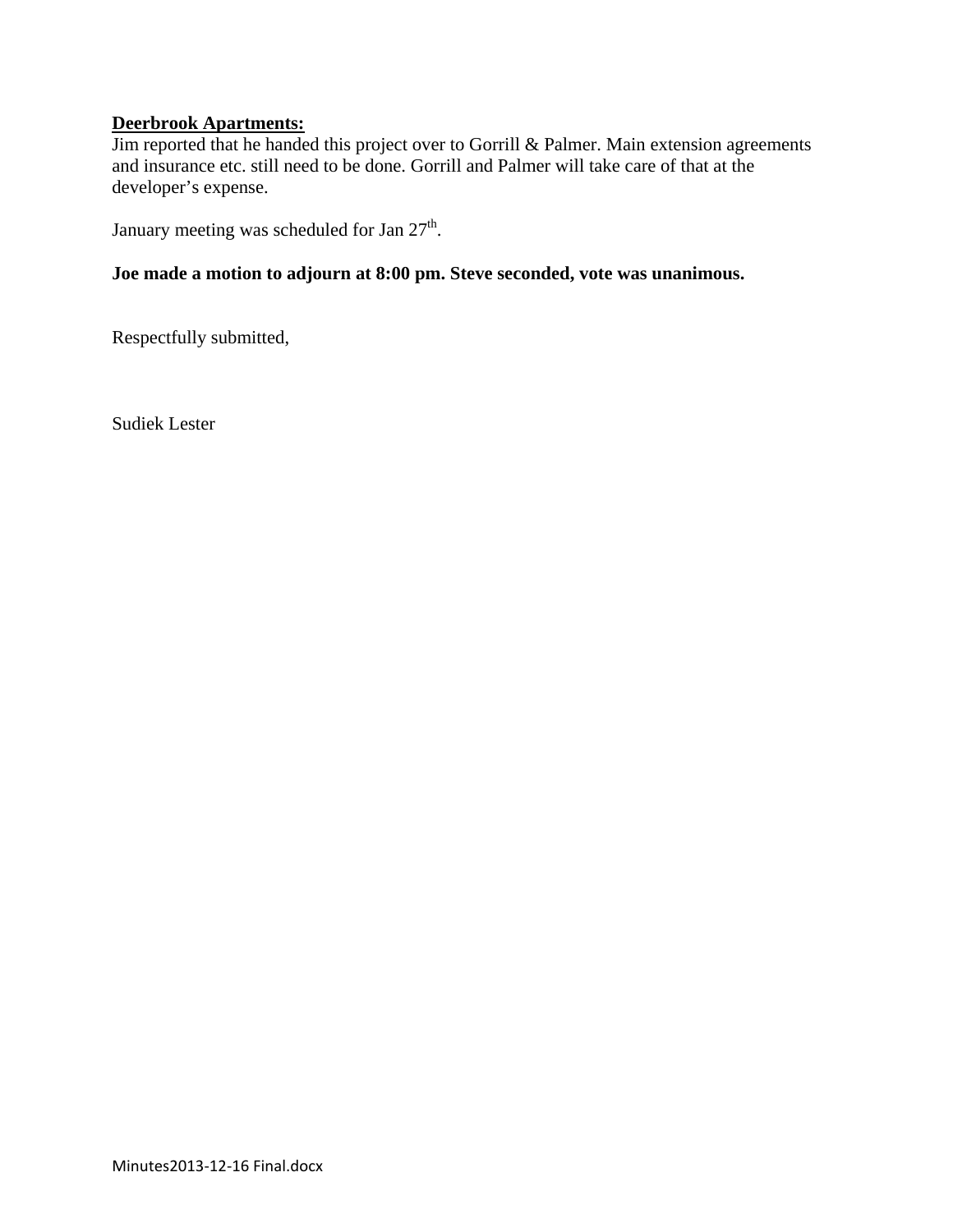**<u>Deerbrook Apartments:</u>**
Jim reported that he handed this project over to Gorrill & Palmer. Main extension agreements and insurance etc. still need to be done. Gorrill and Palmer will take care of that at the developer's expense.

January meeting was scheduled for Jan 27th.

**Joe made a motion to adjourn at 8:00 pm. Steve seconded, vote was unanimous.**

Respectfully submitted,

Sudiek Lester